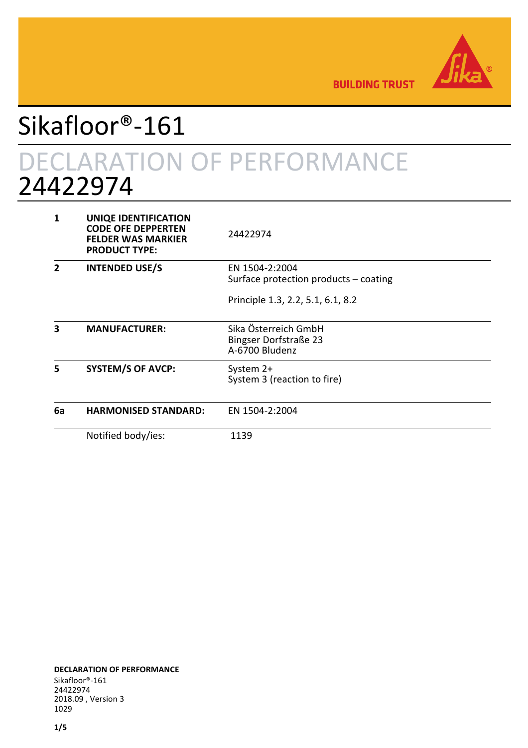# Sikafloor®-161

## DECLARATION OF PERFORMANCE
## 24422974

| | | |
|---|---|---|
| **1** | **UNIQE IDENTIFICATION CODE OFE DEPPERTEN FELDER WAS MARKIER PRODUCT TYPE:** | 24422974 |
| **2** | **INTENDED USE/S** | EN 1504-2:2004<br>Surface protection products – coating<br><br>Principle 1.3, 2.2, 5.1, 6.1, 8.2 |
| **3** | **MANUFACTURER:** | Sika Österreich GmbH<br>Bingser Dorfstraße 23<br>A-6700 Bludenz |
| **5** | **SYSTEM/S OF AVCP:** | System 2+<br>System 3 (reaction to fire) |
| **6a** | **HARMONISED STANDARD:** | EN 1504-2:2004 |
| | Notified body/ies: | 1139 |

**DECLARATION OF PERFORMANCE**
Sikafloor®-161
24422974
2018.09 , Version 3
1029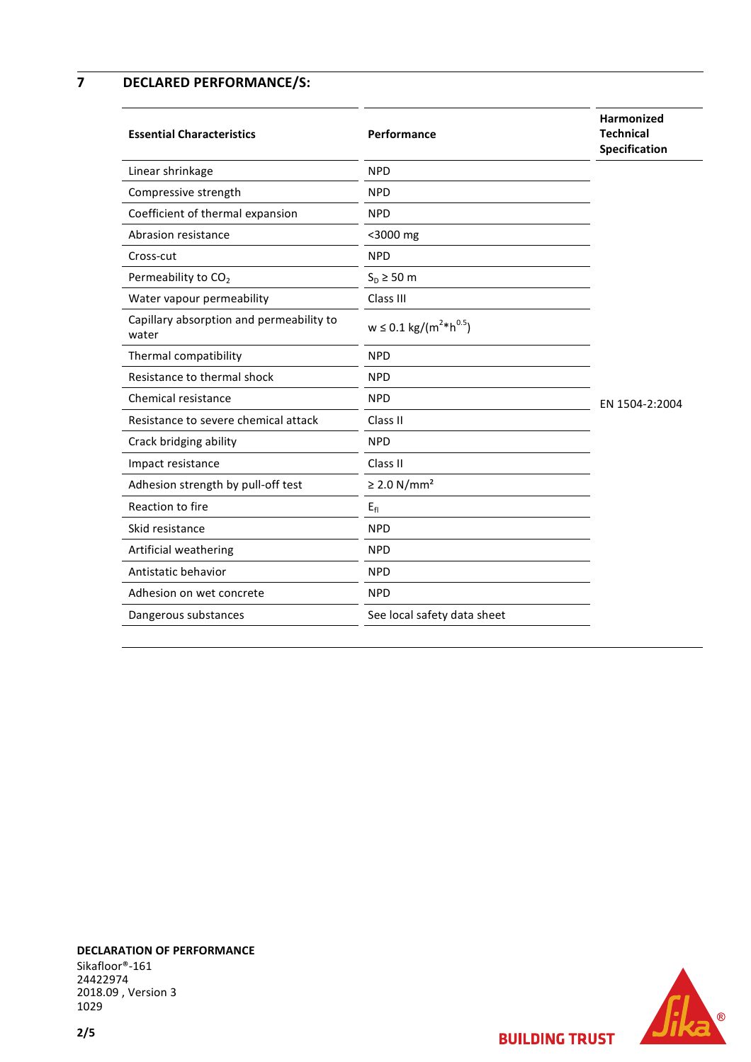## 7 DECLARED PERFORMANCE/S:

| Essential Characteristics | Performance | Harmonized Technical Specification |
|---|---|---|
| Linear shrinkage | NPD | EN 1504-2:2004 |
| Compressive strength | NPD | |
| Coefficient of thermal expansion | NPD | |
| Abrasion resistance | <3000 mg | |
| Cross-cut | NPD | |
| Permeability to $CO_2$ | $S_D \geq 50$ m | |
| Water vapour permeability | Class III | |
| Capillary absorption and permeability to water | $w \leq 0.1$ kg/(m$^2$*h$^{0.5}$) | |
| Thermal compatibility | NPD | |
| Resistance to thermal shock | NPD | |
| Chemical resistance | NPD | |
| Resistance to severe chemical attack | Class II | |
| Crack bridging ability | NPD | |
| Impact resistance | Class II | |
| Adhesion strength by pull-off test | ≥ 2.0 N/mm² | |
| Reaction to fire | $E_{fl}$ | |
| Skid resistance | NPD | |
| Artificial weathering | NPD | |
| Antistatic behavior | NPD | |
| Adhesion on wet concrete | NPD | |
| Dangerous substances | See local safety data sheet | |

**DECLARATION OF PERFORMANCE**
Sikafloor®-161
24422974
2018.09 , Version 3
1029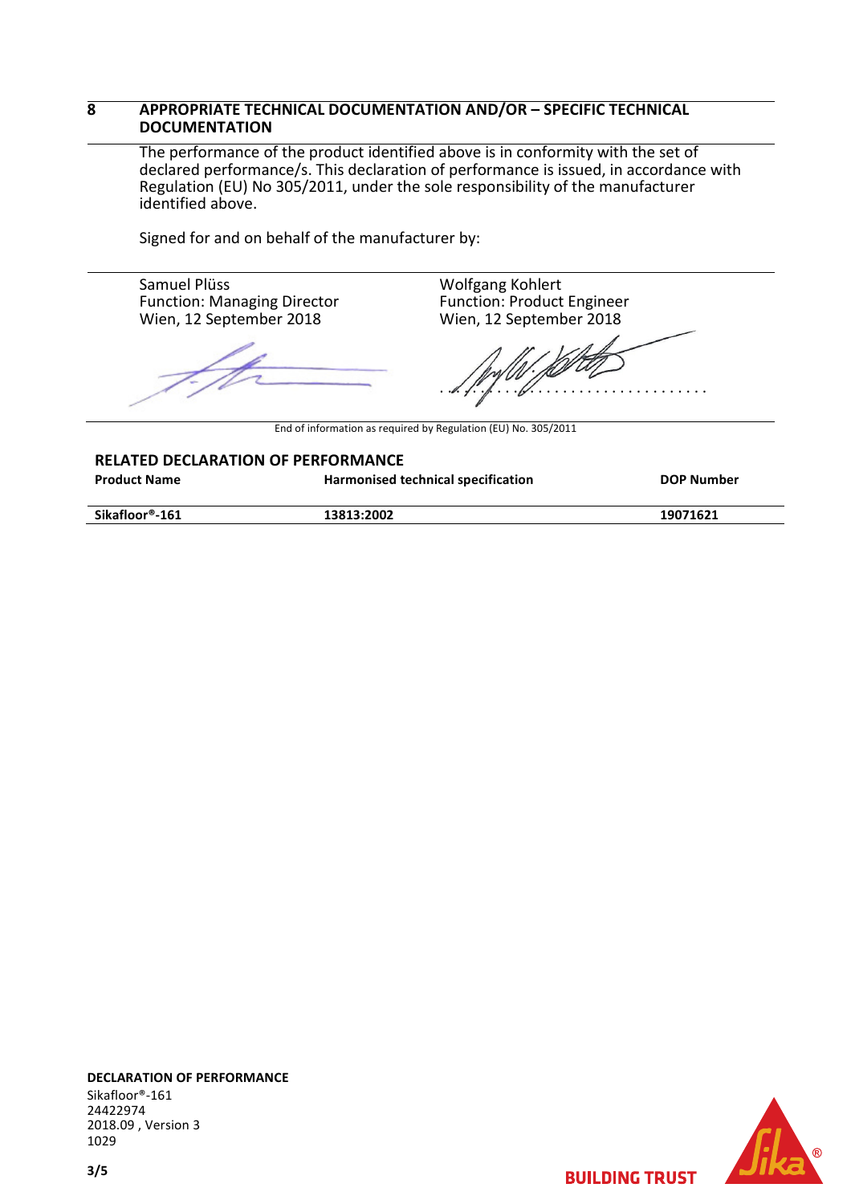## 8 APPROPRIATE TECHNICAL DOCUMENTATION AND/OR – SPECIFIC TECHNICAL DOCUMENTATION

The performance of the product identified above is in conformity with the set of declared performance/s. This declaration of performance is issued, in accordance with Regulation (EU) No 305/2011, under the sole responsibility of the manufacturer identified above.

Signed for and on behalf of the manufacturer by:

| | |
|---|---|
| Samuel Plüss<br>Function: Managing Director<br>Wien, 12 September 2018 | Wolfgang Kohlert<br>Function: Product Engineer<br>Wien, 12 September 2018 |

End of information as required by Regulation (EU) No. 305/2011

### RELATED DECLARATION OF PERFORMANCE

| Product Name | Harmonised technical specification | DOP Number |
|---|---|---|
| **Sikafloor®-161** | **13813:2002** | **19071621** |

**DECLARATION OF PERFORMANCE**
Sikafloor®-161
24422974
2018.09 , Version 3
1029

**BUILDING TRUST**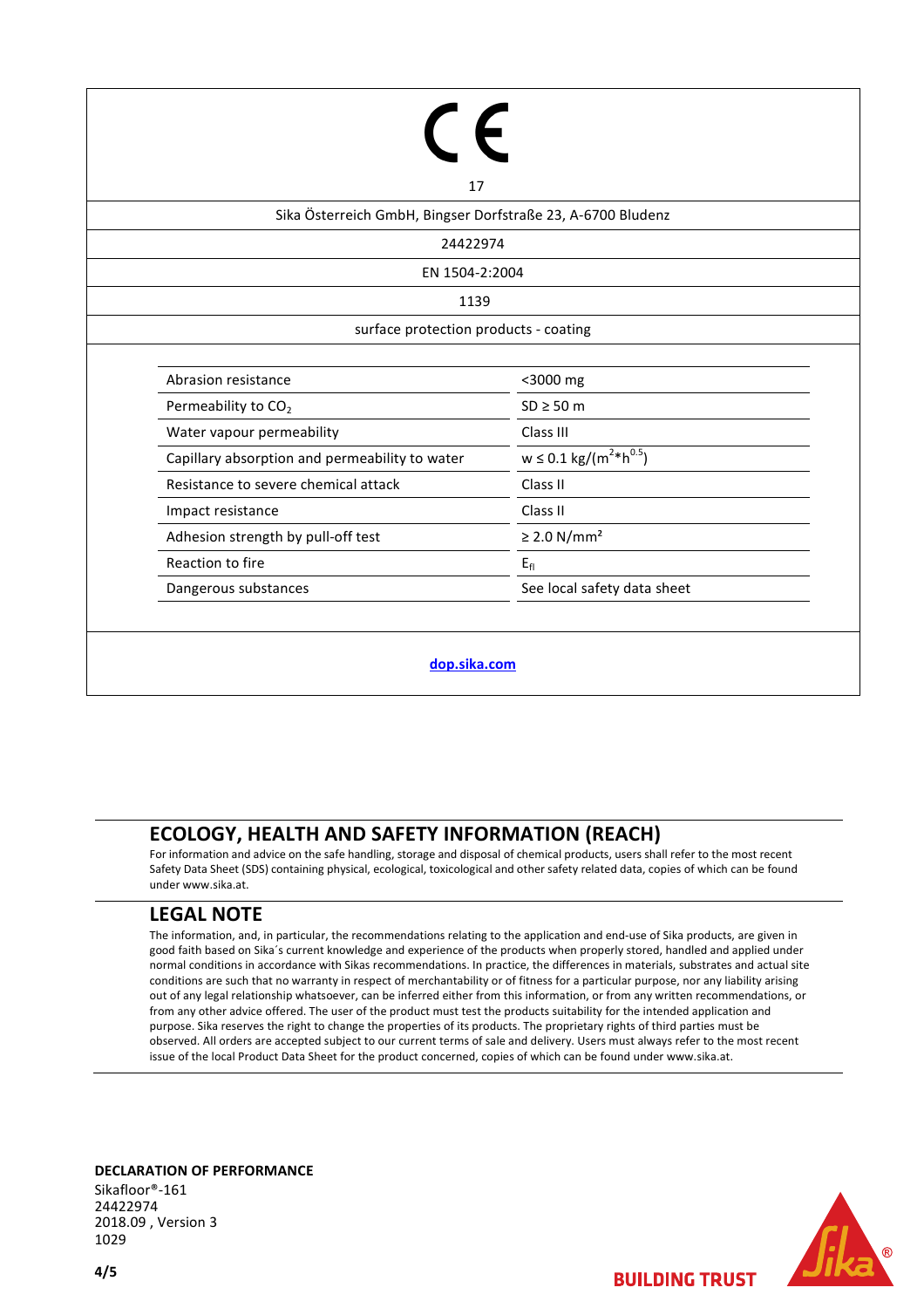CE

17

Sika Österreich GmbH, Bingser Dorfstraße 23, A-6700 Bludenz

24422974

EN 1504-2:2004

1139

surface protection products - coating

| Abrasion resistance | <3000 mg |
|---|---|
| Permeability to $CO_2$ | SD ≥ 50 m |
| Water vapour permeability | Class III |
| Capillary absorption and permeability to water | $w \leq 0.1$ kg/($m^2$\*$h^{0.5}$) |
| Resistance to severe chemical attack | Class II |
| Impact resistance | Class II |
| Adhesion strength by pull-off test | ≥ 2.0 N/mm² |
| Reaction to fire | $E_{fl}$ |
| Dangerous substances | See local safety data sheet |

**dop.sika.com**

## ECOLOGY, HEALTH AND SAFETY INFORMATION (REACH)

For information and advice on the safe handling, storage and disposal of chemical products, users shall refer to the most recent Safety Data Sheet (SDS) containing physical, ecological, toxicological and other safety related data, copies of which can be found under www.sika.at.

## LEGAL NOTE

The information, and, in particular, the recommendations relating to the application and end-use of Sika products, are given in good faith based on Sika´s current knowledge and experience of the products when properly stored, handled and applied under normal conditions in accordance with Sikas recommendations. In practice, the differences in materials, substrates and actual site conditions are such that no warranty in respect of merchantability or of fitness for a particular purpose, nor any liability arising out of any legal relationship whatsoever, can be inferred either from this information, or from any written recommendations, or from any other advice offered. The user of the product must test the products suitability for the intended application and purpose. Sika reserves the right to change the properties of its products. The proprietary rights of third parties must be observed. All orders are accepted subject to our current terms of sale and delivery. Users must always refer to the most recent issue of the local Product Data Sheet for the product concerned, copies of which can be found under www.sika.at.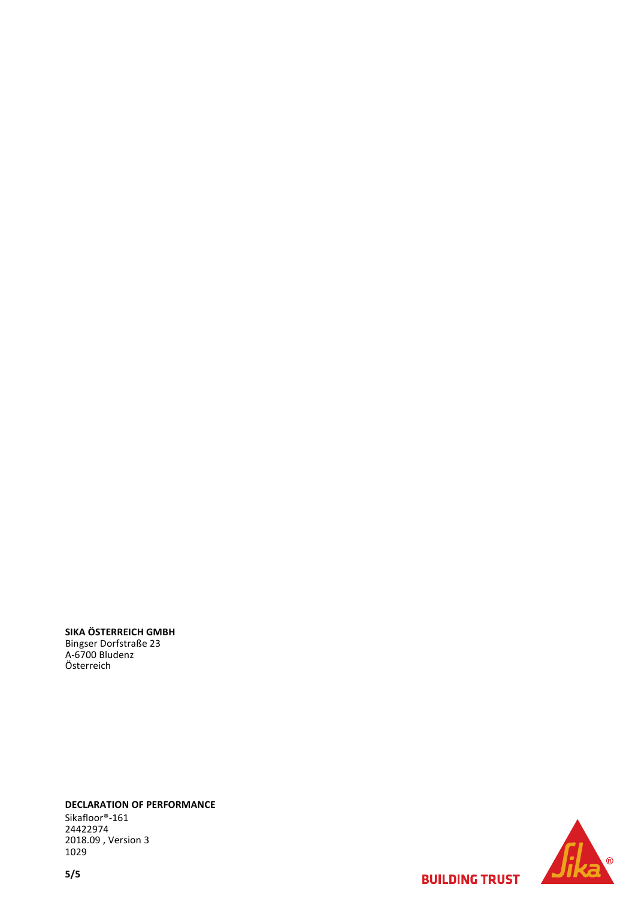**SIKA ÖSTERREICH GMBH**
Bingser Dorfstraße 23
A-6700 Bludenz
Österreich

**DECLARATION OF PERFORMANCE**
Sikafloor®-161
24422974
2018.09 , Version 3
1029

BUILDING TRUST